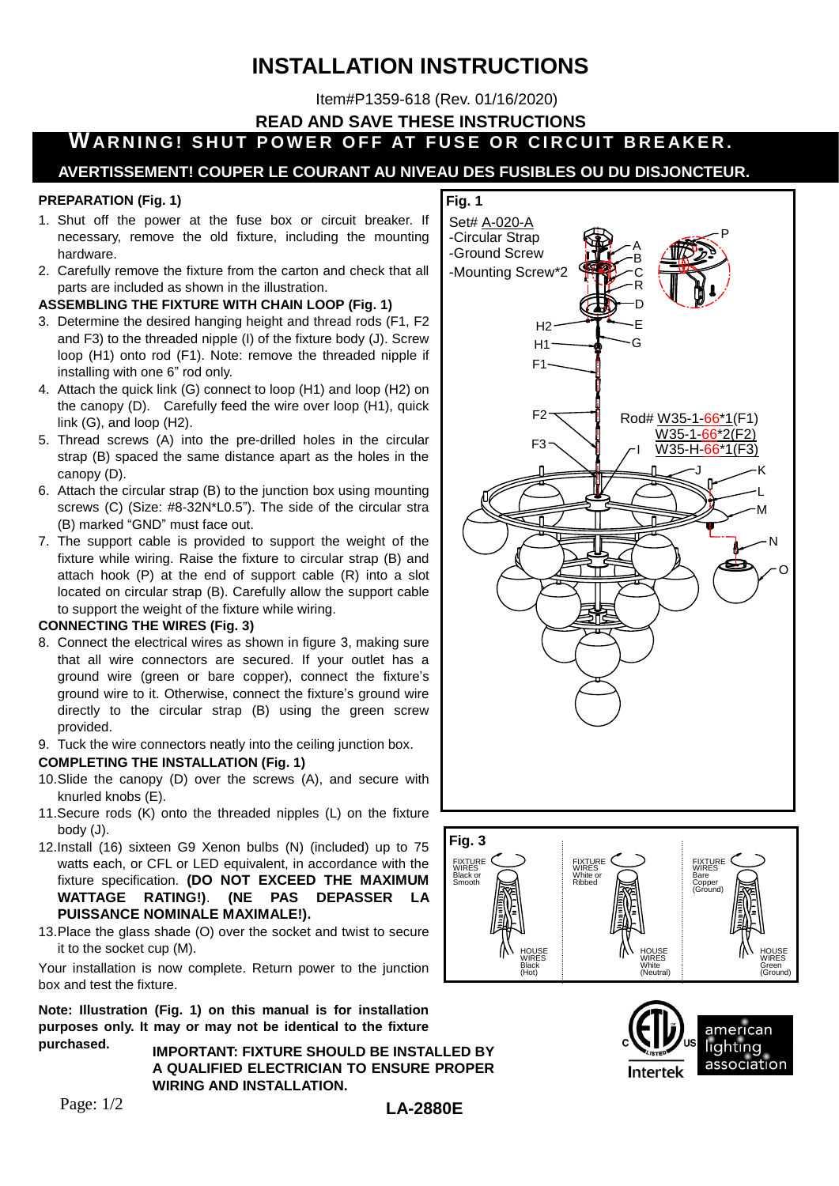# INSTALLATION INSTRUCTIONS

Item#P1359-618 (Rev. 01/16/2020)

**READ AND SAVE THESE INSTRUCTIONS**

**WARNING! SHUT POWER OFF AT FUSE OR CIRCUIT BREAKER.**

**AVERTISSEMENT! COUPER LE COURANT AU NIVEAU DES FUSIBLES OU DU DISJONCTEUR.**

### PREPARATION (Fig. 1)

1. Shut off the power at the fuse box or circuit breaker. If necessary, remove the old fixture, including the mounting hardware.
2. Carefully remove the fixture from the carton and check that all parts are included as shown in the illustration.

### ASSEMBLING THE FIXTURE WITH CHAIN LOOP (Fig. 1)

3. Determine the desired hanging height and thread rods (F1, F2 and F3) to the threaded nipple (I) of the fixture body (J). Screw loop (H1) onto rod (F1). Note: remove the threaded nipple if installing with one 6" rod only.
4. Attach the quick link (G) connect to loop (H1) and loop (H2) on the canopy (D). Carefully feed the wire over loop (H1), quick link (G), and loop (H2).
5. Thread screws (A) into the pre-drilled holes in the circular strap (B) spaced the same distance apart as the holes in the canopy (D).
6. Attach the circular strap (B) to the junction box using mounting screws (C) (Size: #8-32N*L0.5"). The side of the circular stra (B) marked "GND" must face out.
7. The support cable is provided to support the weight of the fixture while wiring. Raise the fixture to circular strap (B) and attach hook (P) at the end of support cable (R) into a slot located on circular strap (B). Carefully allow the support cable to support the weight of the fixture while wiring.

### CONNECTING THE WIRES (Fig. 3)

8. Connect the electrical wires as shown in figure 3, making sure that all wire connectors are secured. If your outlet has a ground wire (green or bare copper), connect the fixture's ground wire to it. Otherwise, connect the fixture's ground wire directly to the circular strap (B) using the green screw provided.
9. Tuck the wire connectors neatly into the ceiling junction box.

### COMPLETING THE INSTALLATION (Fig. 1)

10. Slide the canopy (D) over the screws (A), and secure with knurled knobs (E).
11. Secure rods (K) onto the threaded nipples (L) on the fixture body (J).
12. Install (16) sixteen G9 Xenon bulbs (N) (included) up to 75 watts each, or CFL or LED equivalent, in accordance with the fixture specification. **(DO NOT EXCEED THE MAXIMUM WATTAGE RATING!)**. **(NE PAS DEPASSER LA PUISSANCE NOMINALE MAXIMALE!).**
13. Place the glass shade (O) over the socket and twist to secure it to the socket cup (M).

Your installation is now complete. Return power to the junction box and test the fixture.

**Note: Illustration (Fig. 1) on this manual is for installation purposes only. It may or may not be identical to the fixture purchased.**

**Fig. 1**

Set# A-020-A
-Circular Strap
-Ground Screw
-Mounting Screw*2

Rod# W35-1-66*1(F1)
W35-1-66*2(F2)
W35-H-66*1(F3)

**Fig. 3**

| FIXTURE WIRES | HOUSE WIRES |
|---|---|
| Black or Smooth | Black (Hot) |
| White or Ribbed | White (Neutral) |
| Bare Copper (Ground) | Green (Ground) |

**IMPORTANT: FIXTURE SHOULD BE INSTALLED BY A QUALIFIED ELECTRICIAN TO ENSURE PROPER WIRING AND INSTALLATION.**

**LA-2880E**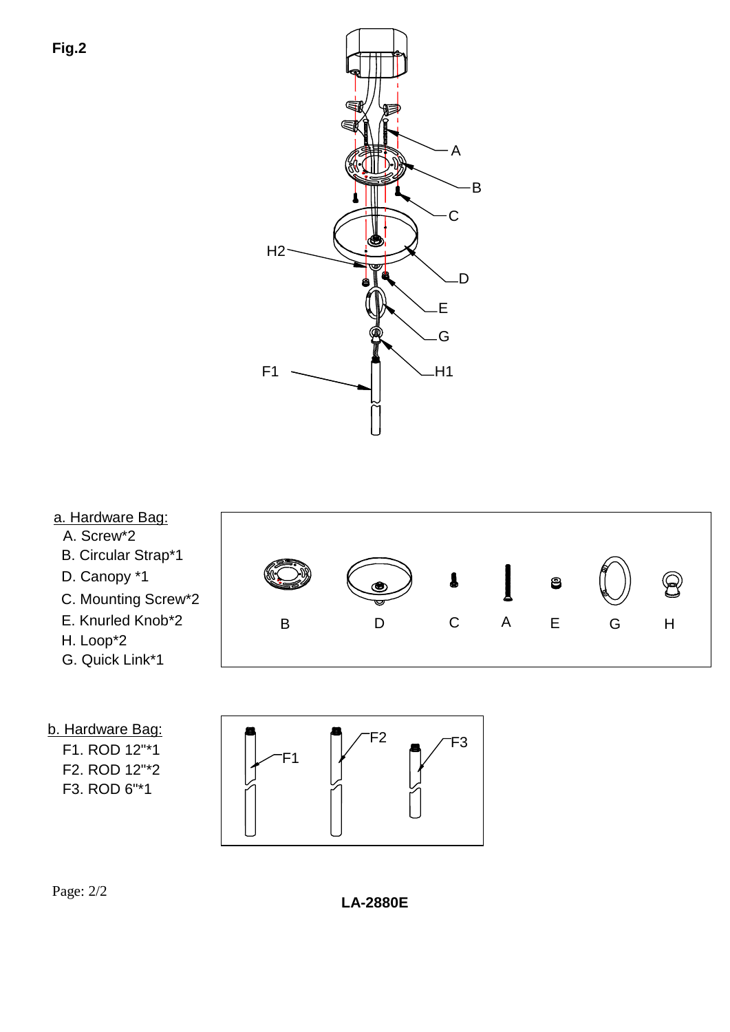**Fig.2**

A

B

C

H2

D

E

G

F1

H1

a. Hardware Bag:

- A. Screw*2
- B. Circular Strap*1
- D. Canopy *1
- C. Mounting Screw*2
- E. Knurled Knob*2
- H. Loop*2
- G. Quick Link*1

B D C A E G H

b. Hardware Bag:

- F1. ROD 12"*1
- F2. ROD 12"*2
- F3. ROD 6"*1

F1 F2 F3

**LA-2880E**